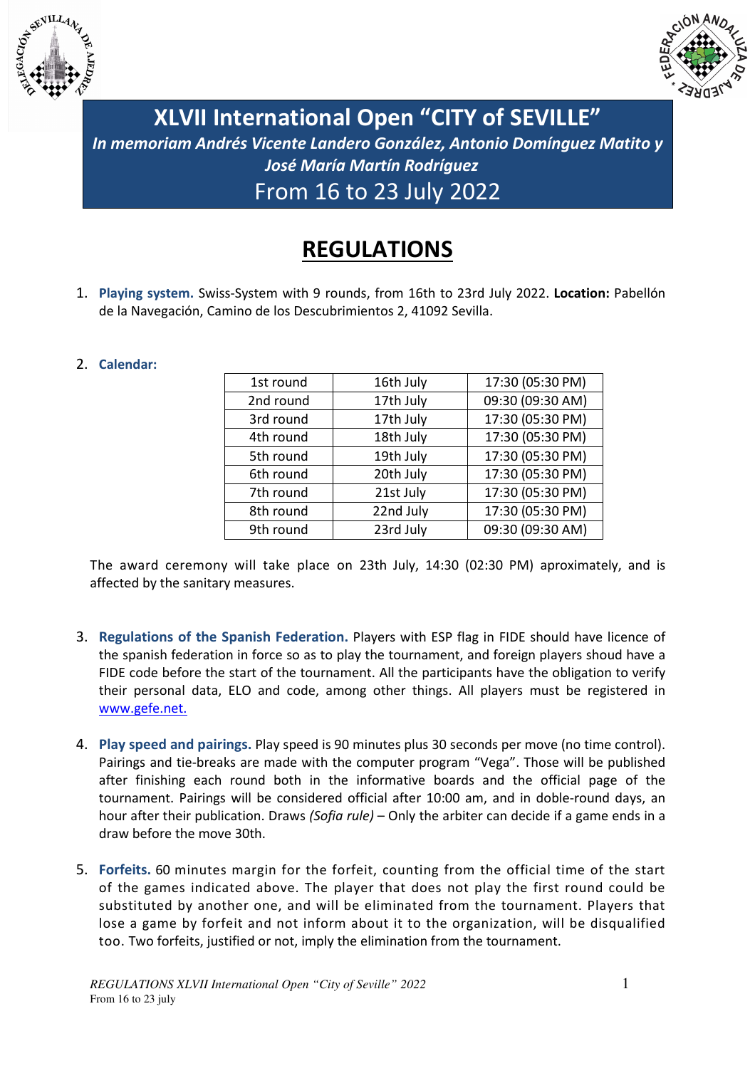# XLVII International Open "CITY of SEVILLE"

***In memoriam Andrés Vicente Landero González, Antonio Domínguez Matito y José María Martín Rodríguez***

From 16 to 23 July 2022

## REGULATIONS

1. **Playing system.** Swiss-System with 9 rounds, from 16th to 23rd July 2022. **Location:** Pabellón de la Navegación, Camino de los Descubrimientos 2, 41092 Sevilla.

2. **Calendar:**

| | | |
|---|---|---|
| 1st round | 16th July | 17:30 (05:30 PM) |
| 2nd round | 17th July | 09:30 (09:30 AM) |
| 3rd round | 17th July | 17:30 (05:30 PM) |
| 4th round | 18th July | 17:30 (05:30 PM) |
| 5th round | 19th July | 17:30 (05:30 PM) |
| 6th round | 20th July | 17:30 (05:30 PM) |
| 7th round | 21st July | 17:30 (05:30 PM) |
| 8th round | 22nd July | 17:30 (05:30 PM) |
| 9th round | 23rd July | 09:30 (09:30 AM) |

The award ceremony will take place on 23th July, 14:30 (02:30 PM) aproximately, and is affected by the sanitary measures.

3. **Regulations of the Spanish Federation.** Players with ESP flag in FIDE should have licence of the spanish federation in force so as to play the tournament, and foreign players shoud have a FIDE code before the start of the tournament. All the participants have the obligation to verify their personal data, ELO and code, among other things. All players must be registered in www.gefe.net.

4. **Play speed and pairings.** Play speed is 90 minutes plus 30 seconds per move (no time control). Pairings and tie-breaks are made with the computer program "Vega". Those will be published after finishing each round both in the informative boards and the official page of the tournament. Pairings will be considered official after 10:00 am, and in doble-round days, an hour after their publication. Draws *(Sofia rule)* – Only the arbiter can decide if a game ends in a draw before the move 30th.

5. **Forfeits.** 60 minutes margin for the forfeit, counting from the official time of the start of the games indicated above. The player that does not play the first round could be substituted by another one, and will be eliminated from the tournament. Players that lose a game by forfeit and not inform about it to the organization, will be disqualified too. Two forfeits, justified or not, imply the elimination from the tournament.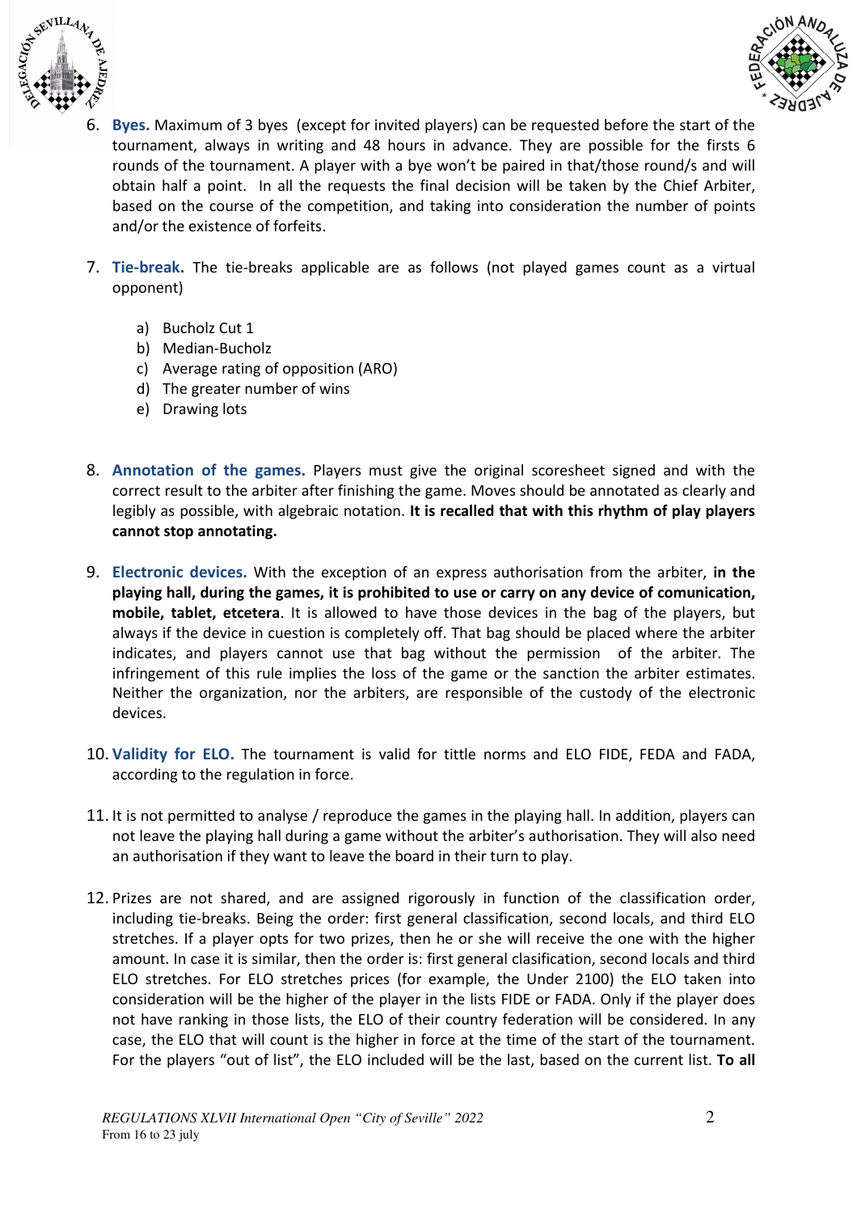6. **Byes.** Maximum of 3 byes (except for invited players) can be requested before the start of the tournament, always in writing and 48 hours in advance. They are possible for the firsts 6 rounds of the tournament. A player with a bye won't be paired in that/those round/s and will obtain half a point. In all the requests the final decision will be taken by the Chief Arbiter, based on the course of the competition, and taking into consideration the number of points and/or the existence of forfeits.

7. **Tie-break.** The tie-breaks applicable are as follows (not played games count as a virtual opponent)

   a) Bucholz Cut 1
   b) Median-Bucholz
   c) Average rating of opposition (ARO)
   d) The greater number of wins
   e) Drawing lots

8. **Annotation of the games.** Players must give the original scoresheet signed and with the correct result to the arbiter after finishing the game. Moves should be annotated as clearly and legibly as possible, with algebraic notation. **It is recalled that with this rhythm of play players cannot stop annotating.**

9. **Electronic devices.** With the exception of an express authorisation from the arbiter, **in the playing hall, during the games, it is prohibited to use or carry on any device of comunication, mobile, tablet, etcetera**. It is allowed to have those devices in the bag of the players, but always if the device in cuestion is completely off. That bag should be placed where the arbiter indicates, and players cannot use that bag without the permission of the arbiter. The infringement of this rule implies the loss of the game or the sanction the arbiter estimates. Neither the organization, nor the arbiters, are responsible of the custody of the electronic devices.

10. **Validity for ELO.** The tournament is valid for tittle norms and ELO FIDE, FEDA and FADA, according to the regulation in force.

11. It is not permitted to analyse / reproduce the games in the playing hall. In addition, players can not leave the playing hall during a game without the arbiter's authorisation. They will also need an authorisation if they want to leave the board in their turn to play.

12. Prizes are not shared, and are assigned rigorously in function of the classification order, including tie-breaks. Being the order: first general classification, second locals, and third ELO stretches. If a player opts for two prizes, then he or she will receive the one with the higher amount. In case it is similar, then the order is: first general clasification, second locals and third ELO stretches. For ELO stretches prices (for example, the Under 2100) the ELO taken into consideration will be the higher of the player in the lists FIDE or FADA. Only if the player does not have ranking in those lists, the ELO of their country federation will be considered. In any case, the ELO that will count is the higher in force at the time of the start of the tournament. For the players "out of list", the ELO included will be the last, based on the current list. **To all**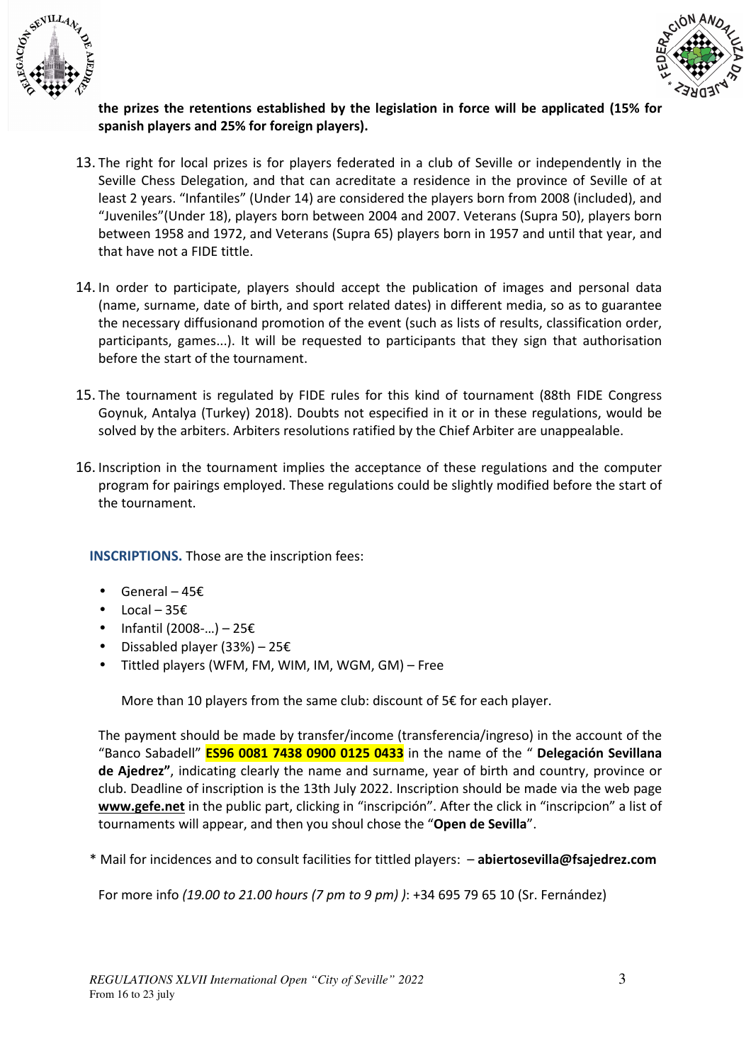**the prizes the retentions established by the legislation in force will be applicated (15% for spanish players and 25% for foreign players).**

13. The right for local prizes is for players federated in a club of Seville or independently in the Seville Chess Delegation, and that can acreditate a residence in the province of Seville of at least 2 years. "Infantiles" (Under 14) are considered the players born from 2008 (included), and "Juveniles"(Under 18), players born between 2004 and 2007. Veterans (Supra 50), players born between 1958 and 1972, and Veterans (Supra 65) players born in 1957 and until that year, and that have not a FIDE tittle.

14. In order to participate, players should accept the publication of images and personal data (name, surname, date of birth, and sport related dates) in different media, so as to guarantee the necessary diffusionand promotion of the event (such as lists of results, classification order, participants, games...). It will be requested to participants that they sign that authorisation before the start of the tournament.

15. The tournament is regulated by FIDE rules for this kind of tournament (88th FIDE Congress Goynuk, Antalya (Turkey) 2018). Doubts not especified in it or in these regulations, would be solved by the arbiters. Arbiters resolutions ratified by the Chief Arbiter are unappealable.

16. Inscription in the tournament implies the acceptance of these regulations and the computer program for pairings employed. These regulations could be slightly modified before the start of the tournament.

**INSCRIPTIONS.** Those are the inscription fees:

- General – 45€
- Local – 35€
- Infantil (2008-…) – 25€
- Dissabled player (33%) – 25€
- Tittled players (WFM, FM, WIM, IM, WGM, GM) – Free

More than 10 players from the same club: discount of 5€ for each player.

The payment should be made by transfer/income (transferencia/ingreso) in the account of the "Banco Sabadell" **ES96 0081 7438 0900 0125 0433** in the name of the " **Delegación Sevillana de Ajedrez"**, indicating clearly the name and surname, year of birth and country, province or club. Deadline of inscription is the 13th July 2022. Inscription should be made via the web page **www.gefe.net** in the public part, clicking in "inscripción". After the click in "inscripcion" a list of tournaments will appear, and then you shoul chose the "**Open de Sevilla**".

* Mail for incidences and to consult facilities for tittled players: – **abiertosevilla@fsajedrez.com**

For more info *(19.00 to 21.00 hours (7 pm to 9 pm) )*: +34 695 79 65 10 (Sr. Fernández)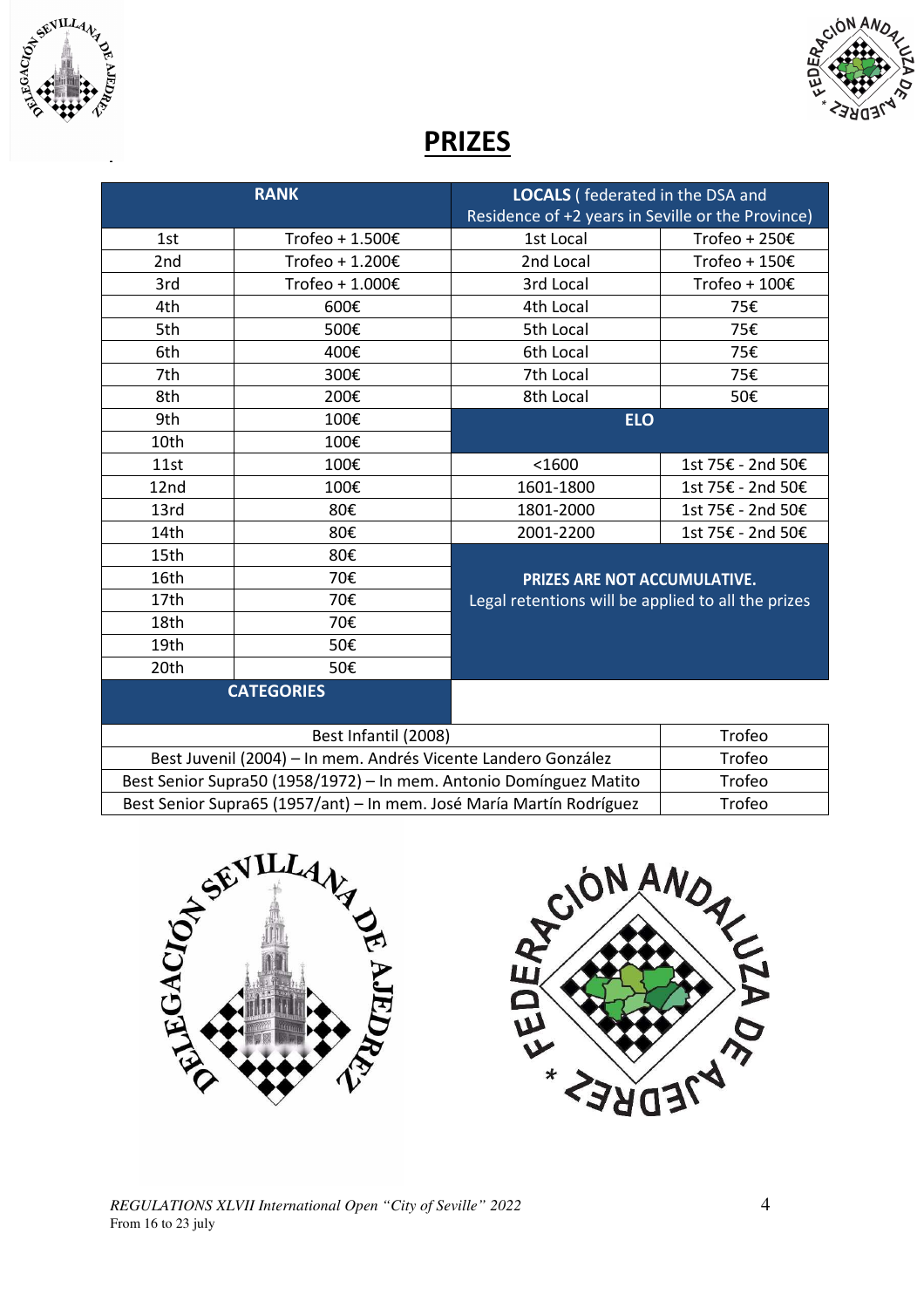## PRIZES

| RANK | | LOCALS ( federated in the DSA and Residence of +2 years in Seville or the Province) | |
|---|---|---|---|
| 1st | Trofeo + 1.500€ | 1st Local | Trofeo + 250€ |
| 2nd | Trofeo + 1.200€ | 2nd Local | Trofeo + 150€ |
| 3rd | Trofeo + 1.000€ | 3rd Local | Trofeo + 100€ |
| 4th | 600€ | 4th Local | 75€ |
| 5th | 500€ | 5th Local | 75€ |
| 6th | 400€ | 6th Local | 75€ |
| 7th | 300€ | 7th Local | 75€ |
| 8th | 200€ | 8th Local | 50€ |
| 9th | 100€ | **ELO** | |
| 10th | 100€ | | |
| 11st | 100€ | <1600 | 1st 75€ - 2nd 50€ |
| 12nd | 100€ | 1601-1800 | 1st 75€ - 2nd 50€ |
| 13rd | 80€ | 1801-2000 | 1st 75€ - 2nd 50€ |
| 14th | 80€ | 2001-2200 | 1st 75€ - 2nd 50€ |
| 15th | 80€ | **PRIZES ARE NOT ACCUMULATIVE.** Legal retentions will be applied to all the prizes | |
| 16th | 70€ | | |
| 17th | 70€ | | |
| 18th | 70€ | | |
| 19th | 50€ | | |
| 20th | 50€ | | |

| CATEGORIES | |
|---|---|
| Best Infantil (2008) | Trofeo |
| Best Juvenil (2004) – In mem. Andrés Vicente Landero González | Trofeo |
| Best Senior Supra50 (1958/1972) – In mem. Antonio Domínguez Matito | Trofeo |
| Best Senior Supra65 (1957/ant) – In mem. José María Martín Rodríguez | Trofeo |